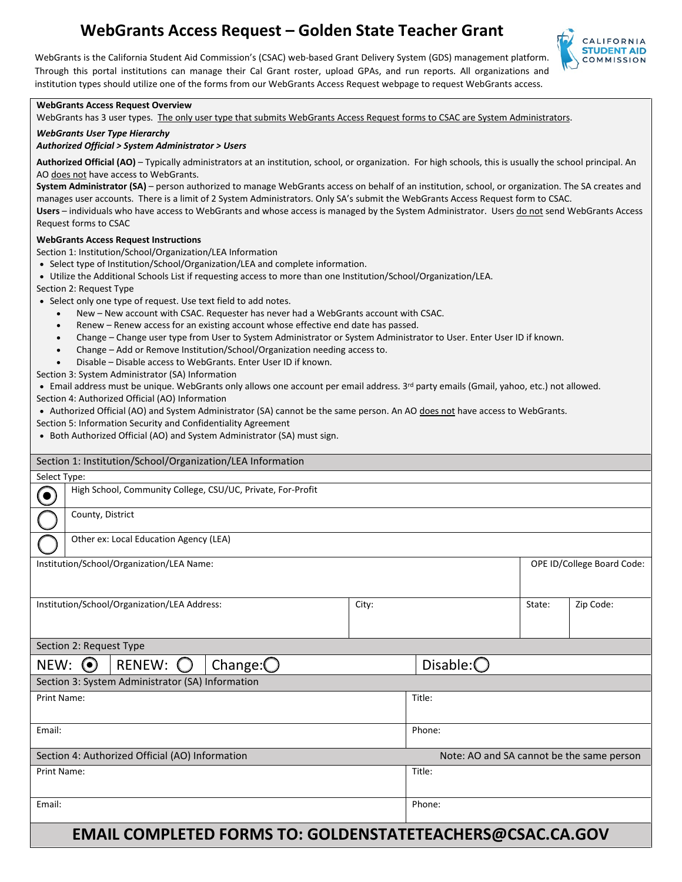# WebGrants Access Request – Golden State Teacher Grant

WebGrants is the California Student Aid Commission's (CSAC) web-based Grant Delivery System (GDS) management platform. Through this portal institutions can manage their Cal Grant roster, upload GPAs, and run reports. All organizations and institution types should utilize one of the forms from our WebGrants Access Request webpage to request WebGrants access.

**WebGrants Access Request Overview**

WebGrants has 3 user types. The only user type that submits WebGrants Access Request forms to CSAC are System Administrators.

***WebGrants User Type Hierarchy***

***Authorized Official > System Administrator > Users***

**Authorized Official (AO)** – Typically administrators at an institution, school, or organization. For high schools, this is usually the school principal. An AO does not have access to WebGrants.

**System Administrator (SA)** – person authorized to manage WebGrants access on behalf of an institution, school, or organization. The SA creates and manages user accounts. There is a limit of 2 System Administrators. Only SA's submit the WebGrants Access Request form to CSAC.

**Users** – individuals who have access to WebGrants and whose access is managed by the System Administrator. Users do not send WebGrants Access Request forms to CSAC

**WebGrants Access Request Instructions**

Section 1: Institution/School/Organization/LEA Information

- Select type of Institution/School/Organization/LEA and complete information.
- Utilize the Additional Schools List if requesting access to more than one Institution/School/Organization/LEA.

Section 2: Request Type

- Select only one type of request. Use text field to add notes.
  - New – New account with CSAC. Requester has never had a WebGrants account with CSAC.
  - Renew – Renew access for an existing account whose effective end date has passed.
  - Change – Change user type from User to System Administrator or System Administrator to User. Enter User ID if known.
  - Change – Add or Remove Institution/School/Organization needing access to.
  - Disable – Disable access to WebGrants. Enter User ID if known.

Section 3: System Administrator (SA) Information

- Email address must be unique. WebGrants only allows one account per email address. 3rd party emails (Gmail, yahoo, etc.) not allowed.

Section 4: Authorized Official (AO) Information

- Authorized Official (AO) and System Administrator (SA) cannot be the same person. An AO does not have access to WebGrants.

Section 5: Information Security and Confidentiality Agreement

- Both Authorized Official (AO) and System Administrator (SA) must sign.

## Section 1: Institution/School/Organization/LEA Information

Select Type:

- (●) High School, Community College, CSU/UC, Private, For-Profit
- ( ) County, District
- ( ) Other ex: Local Education Agency (LEA)

| Institution/School/Organization/LEA Name: | | | OPE ID/College Board Code: |
|---|---|---|---|
| **Institution/School/Organization/LEA Address:** | **City:** | **State:** | **Zip Code:** |
| | | | |

## Section 2: Request Type

NEW: (●) RENEW: ( ) Change: ( ) Disable: ( )

## Section 3: System Administrator (SA) Information

| Print Name: | Title: |
|---|---|
| Email: | Phone: |

## Section 4: Authorized Official (AO) Information

Note: AO and SA cannot be the same person

| Print Name: | Title: |
|---|---|
| Email: | Phone: |

**EMAIL COMPLETED FORMS TO: GOLDENSTATETEACHERS@CSAC.CA.GOV**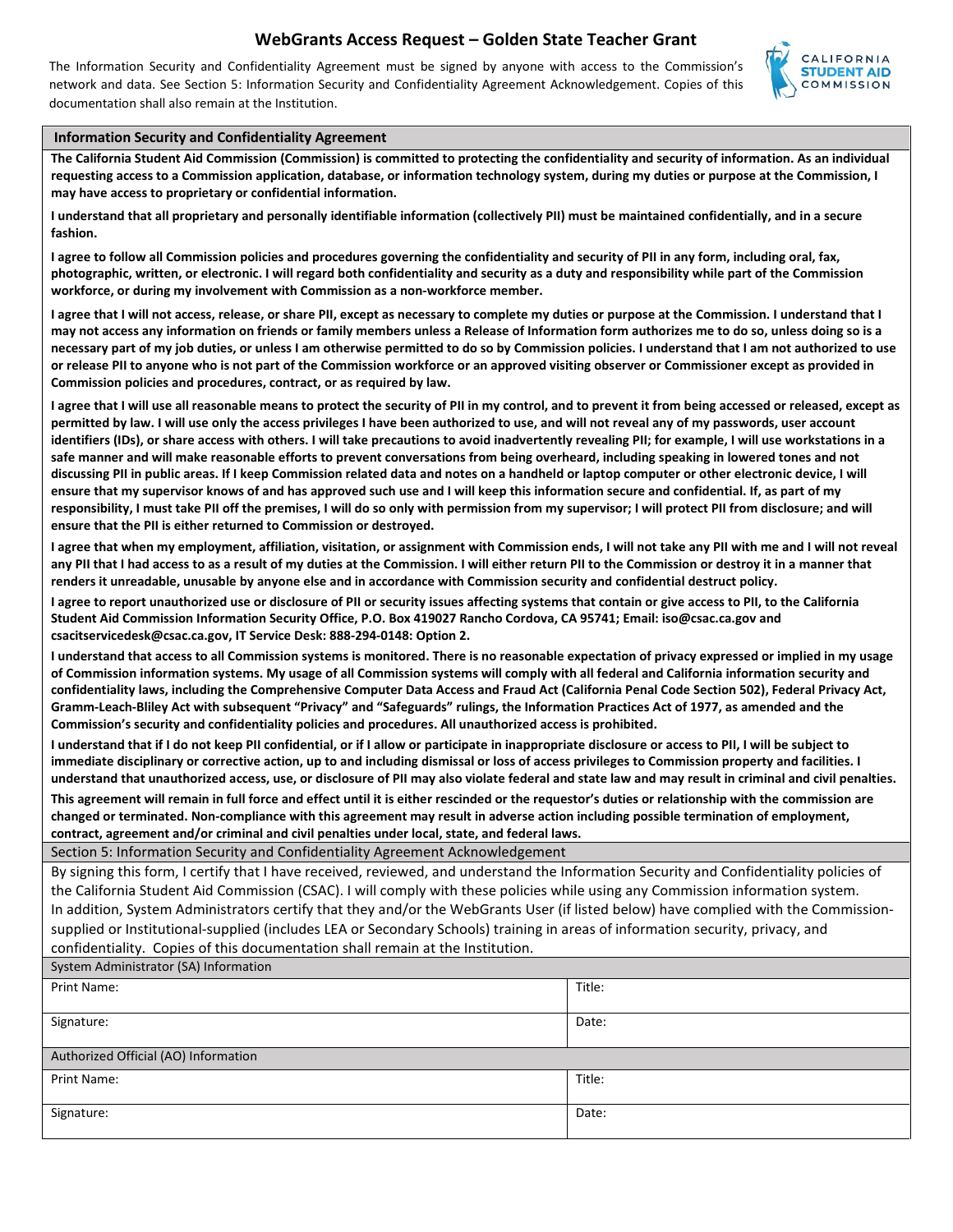# WebGrants Access Request – Golden State Teacher Grant

The Information Security and Confidentiality Agreement must be signed by anyone with access to the Commission's network and data. See Section 5: Information Security and Confidentiality Agreement Acknowledgement. Copies of this documentation shall also remain at the Institution.

## Information Security and Confidentiality Agreement

**The California Student Aid Commission (Commission) is committed to protecting the confidentiality and security of information. As an individual requesting access to a Commission application, database, or information technology system, during my duties or purpose at the Commission, I may have access to proprietary or confidential information.**

**I understand that all proprietary and personally identifiable information (collectively PII) must be maintained confidentially, and in a secure fashion.**

**I agree to follow all Commission policies and procedures governing the confidentiality and security of PII in any form, including oral, fax, photographic, written, or electronic. I will regard both confidentiality and security as a duty and responsibility while part of the Commission workforce, or during my involvement with Commission as a non-workforce member.**

**I agree that I will not access, release, or share PII, except as necessary to complete my duties or purpose at the Commission. I understand that I may not access any information on friends or family members unless a Release of Information form authorizes me to do so, unless doing so is a necessary part of my job duties, or unless I am otherwise permitted to do so by Commission policies. I understand that I am not authorized to use or release PII to anyone who is not part of the Commission workforce or an approved visiting observer or Commissioner except as provided in Commission policies and procedures, contract, or as required by law.**

**I agree that I will use all reasonable means to protect the security of PII in my control, and to prevent it from being accessed or released, except as permitted by law. I will use only the access privileges I have been authorized to use, and will not reveal any of my passwords, user account identifiers (IDs), or share access with others. I will take precautions to avoid inadvertently revealing PII; for example, I will use workstations in a safe manner and will make reasonable efforts to prevent conversations from being overheard, including speaking in lowered tones and not discussing PII in public areas. If I keep Commission related data and notes on a handheld or laptop computer or other electronic device, I will ensure that my supervisor knows of and has approved such use and I will keep this information secure and confidential. If, as part of my responsibility, I must take PII off the premises, I will do so only with permission from my supervisor; I will protect PII from disclosure; and will ensure that the PII is either returned to Commission or destroyed.**

**I agree that when my employment, affiliation, visitation, or assignment with Commission ends, I will not take any PII with me and I will not reveal any PII that I had access to as a result of my duties at the Commission. I will either return PII to the Commission or destroy it in a manner that renders it unreadable, unusable by anyone else and in accordance with Commission security and confidential destruct policy.**

**I agree to report unauthorized use or disclosure of PII or security issues affecting systems that contain or give access to PII, to the California Student Aid Commission Information Security Office, P.O. Box 419027 Rancho Cordova, CA 95741; Email: iso@csac.ca.gov and csacitservicedesk@csac.ca.gov, IT Service Desk: 888-294-0148: Option 2.**

**I understand that access to all Commission systems is monitored. There is no reasonable expectation of privacy expressed or implied in my usage of Commission information systems. My usage of all Commission systems will comply with all federal and California information security and confidentiality laws, including the Comprehensive Computer Data Access and Fraud Act (California Penal Code Section 502), Federal Privacy Act, Gramm-Leach-Bliley Act with subsequent "Privacy" and "Safeguards" rulings, the Information Practices Act of 1977, as amended and the Commission's security and confidentiality policies and procedures. All unauthorized access is prohibited.**

**I understand that if I do not keep PII confidential, or if I allow or participate in inappropriate disclosure or access to PII, I will be subject to immediate disciplinary or corrective action, up to and including dismissal or loss of access privileges to Commission property and facilities. I understand that unauthorized access, use, or disclosure of PII may also violate federal and state law and may result in criminal and civil penalties.**

**This agreement will remain in full force and effect until it is either rescinded or the requestor's duties or relationship with the commission are changed or terminated. Non-compliance with this agreement may result in adverse action including possible termination of employment, contract, agreement and/or criminal and civil penalties under local, state, and federal laws.**

## Section 5: Information Security and Confidentiality Agreement Acknowledgement

By signing this form, I certify that I have received, reviewed, and understand the Information Security and Confidentiality policies of the California Student Aid Commission (CSAC). I will comply with these policies while using any Commission information system. In addition, System Administrators certify that they and/or the WebGrants User (if listed below) have complied with the Commission-supplied or Institutional-supplied (includes LEA or Secondary Schools) training in areas of information security, privacy, and confidentiality. Copies of this documentation shall remain at the Institution.

| System Administrator (SA) Information | |
|---|---|
| Print Name: | Title: |
| Signature: | Date: |

| Authorized Official (AO) Information | |
|---|---|
| Print Name: | Title: |
| Signature: | Date: |